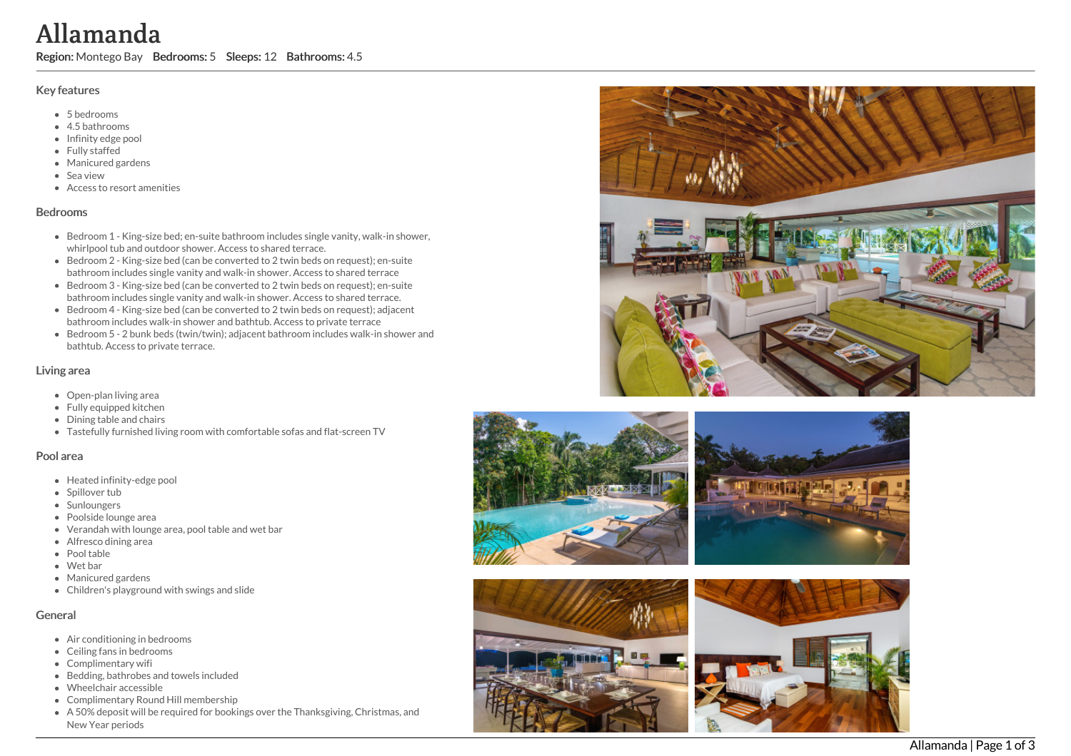# Allamanda

**Region:** Montego Bay **Bedrooms:** 5 **Sleeps:** 12 **Bathrooms:** 4.5

## Key features

- 5 bedrooms
- 4.5 bathrooms
- Infinity edge pool
- Fully staffed
- Manicured gardens
- Sea view
- Access to resort amenities

## Bedrooms

- Bedroom 1 - King-size bed; en-suite bathroom includes single vanity, walk-in shower, whirlpool tub and outdoor shower. Access to shared terrace.
- Bedroom 2 - King-size bed (can be converted to 2 twin beds on request); en-suite bathroom includes single vanity and walk-in shower. Access to shared terrace
- Bedroom 3 - King-size bed (can be converted to 2 twin beds on request); en-suite bathroom includes single vanity and walk-in shower. Access to shared terrace.
- Bedroom 4 - King-size bed (can be converted to 2 twin beds on request); adjacent bathroom includes walk-in shower and bathtub. Access to private terrace
- Bedroom 5 - 2 bunk beds (twin/twin); adjacent bathroom includes walk-in shower and bathtub. Access to private terrace.

## Living area

- Open-plan living area
- Fully equipped kitchen
- Dining table and chairs
- Tastefully furnished living room with comfortable sofas and flat-screen TV

## Pool area

- Heated infinity-edge pool
- Spillover tub
- Sunloungers
- Poolside lounge area
- Verandah with lounge area, pool table and wet bar
- Alfresco dining area
- Pool table
- Wet bar
- Manicured gardens
- Children's playground with swings and slide

## General

- Air conditioning in bedrooms
- Ceiling fans in bedrooms
- Complimentary wifi
- Bedding, bathrobes and towels included
- Wheelchair accessible
- Complimentary Round Hill membership
- A 50% deposit will be required for bookings over the Thanksgiving, Christmas, and New Year periods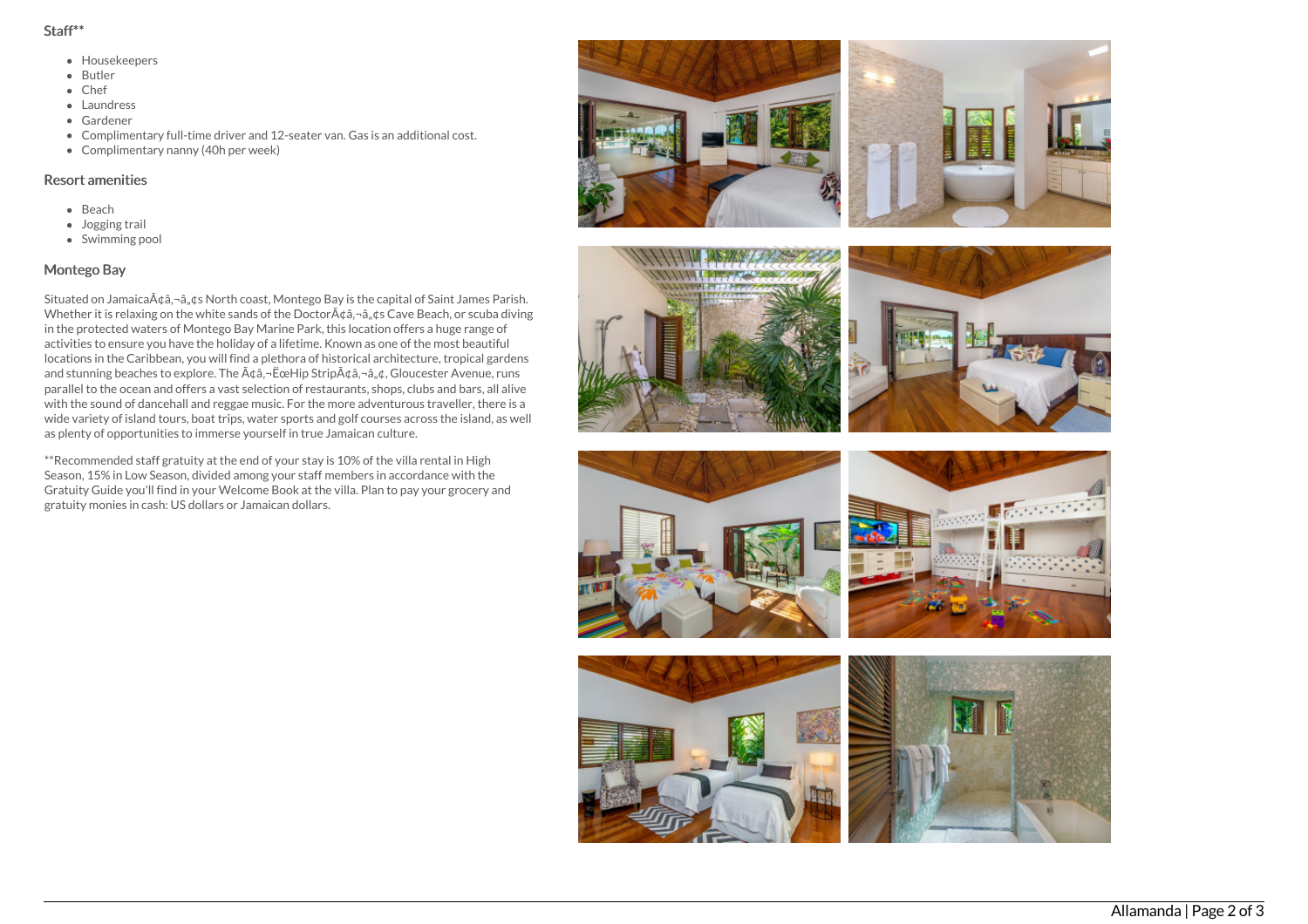### Staff**

- Housekeepers
- Butler
- Chef
- Laundress
- Gardener
- Complimentary full-time driver and 12-seater van. Gas is an additional cost.
- Complimentary nanny (40h per week)

### Resort amenities

- Beach
- Jogging trail
- Swimming pool

### Montego Bay

Situated on JamaicaÃ¢â‚¬â„¢s North coast, Montego Bay is the capital of Saint James Parish. Whether it is relaxing on the white sands of the DoctorÃ¢â‚¬â„¢s Cave Beach, or scuba diving in the protected waters of Montego Bay Marine Park, this location offers a huge range of activities to ensure you have the holiday of a lifetime. Known as one of the most beautiful locations in the Caribbean, you will find a plethora of historical architecture, tropical gardens and stunning beaches to explore. The Ã¢â‚¬ËœHip StripÃ¢â‚¬â„¢, Gloucester Avenue, runs parallel to the ocean and offers a vast selection of restaurants, shops, clubs and bars, all alive with the sound of dancehall and reggae music. For the more adventurous traveller, there is a wide variety of island tours, boat trips, water sports and golf courses across the island, as well as plenty of opportunities to immerse yourself in true Jamaican culture.

**Recommended staff gratuity at the end of your stay is 10% of the villa rental in High Season, 15% in Low Season, divided among your staff members in accordance with the Gratuity Guide you'll find in your Welcome Book at the villa. Plan to pay your grocery and gratuity monies in cash: US dollars or Jamaican dollars.